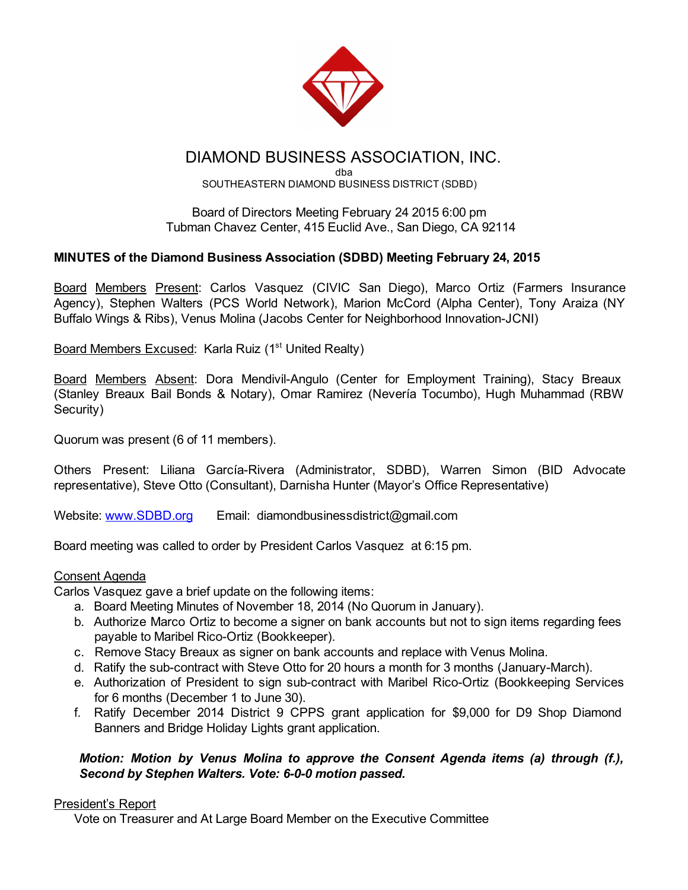# DIAMOND BUSINESS ASSOCIATION, INC.

dba

SOUTHEASTERN DIAMOND BUSINESS DISTRICT (SDBD)

Board of Directors Meeting February 24 2015 6:00 pm
Tubman Chavez Center, 415 Euclid Ave., San Diego, CA 92114

**MINUTES of the Diamond Business Association (SDBD) Meeting February 24, 2015**

Board Members Present: Carlos Vasquez (CIVIC San Diego), Marco Ortiz (Farmers Insurance Agency), Stephen Walters (PCS World Network), Marion McCord (Alpha Center), Tony Araiza (NY Buffalo Wings & Ribs), Venus Molina (Jacobs Center for Neighborhood Innovation-JCNI)

Board Members Excused: Karla Ruiz (1st United Realty)

Board Members Absent: Dora Mendivil-Angulo (Center for Employment Training), Stacy Breaux (Stanley Breaux Bail Bonds & Notary), Omar Ramirez (Nevería Tocumbo), Hugh Muhammad (RBW Security)

Quorum was present (6 of 11 members).

Others Present: Liliana García-Rivera (Administrator, SDBD), Warren Simon (BID Advocate representative), Steve Otto (Consultant), Darnisha Hunter (Mayor's Office Representative)

Website: www.SDBD.org Email: diamondbusinessdistrict@gmail.com

Board meeting was called to order by President Carlos Vasquez at 6:15 pm.

Consent Agenda

Carlos Vasquez gave a brief update on the following items:

a. Board Meeting Minutes of November 18, 2014 (No Quorum in January).
b. Authorize Marco Ortiz to become a signer on bank accounts but not to sign items regarding fees payable to Maribel Rico-Ortiz (Bookkeeper).
c. Remove Stacy Breaux as signer on bank accounts and replace with Venus Molina.
d. Ratify the sub-contract with Steve Otto for 20 hours a month for 3 months (January-March).
e. Authorization of President to sign sub-contract with Maribel Rico-Ortiz (Bookkeeping Services for 6 months (December 1 to June 30).
f. Ratify December 2014 District 9 CPPS grant application for $9,000 for D9 Shop Diamond Banners and Bridge Holiday Lights grant application.

***Motion: Motion by Venus Molina to approve the Consent Agenda items (a) through (f.), Second by Stephen Walters. Vote: 6-0-0 motion passed.***

President's Report

Vote on Treasurer and At Large Board Member on the Executive Committee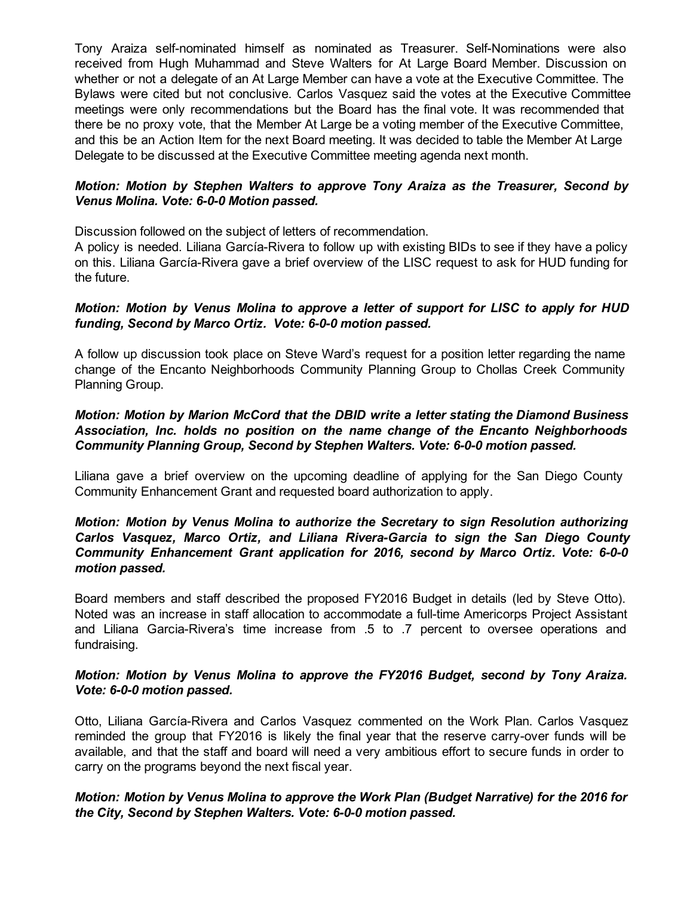Tony Araiza self-nominated himself as nominated as Treasurer. Self-Nominations were also received from Hugh Muhammad and Steve Walters for At Large Board Member. Discussion on whether or not a delegate of an At Large Member can have a vote at the Executive Committee. The Bylaws were cited but not conclusive. Carlos Vasquez said the votes at the Executive Committee meetings were only recommendations but the Board has the final vote. It was recommended that there be no proxy vote, that the Member At Large be a voting member of the Executive Committee, and this be an Action Item for the next Board meeting. It was decided to table the Member At Large Delegate to be discussed at the Executive Committee meeting agenda next month.

***Motion: Motion by Stephen Walters to approve Tony Araiza as the Treasurer, Second by Venus Molina. Vote: 6-0-0 Motion passed.***

Discussion followed on the subject of letters of recommendation.
A policy is needed. Liliana García-Rivera to follow up with existing BIDs to see if they have a policy on this. Liliana García-Rivera gave a brief overview of the LISC request to ask for HUD funding for the future.

***Motion: Motion by Venus Molina to approve a letter of support for LISC to apply for HUD funding, Second by Marco Ortiz. Vote: 6-0-0 motion passed.***

A follow up discussion took place on Steve Ward's request for a position letter regarding the name change of the Encanto Neighborhoods Community Planning Group to Chollas Creek Community Planning Group.

***Motion: Motion by Marion McCord that the DBID write a letter stating the Diamond Business Association, Inc. holds no position on the name change of the Encanto Neighborhoods Community Planning Group, Second by Stephen Walters. Vote: 6-0-0 motion passed.***

Liliana gave a brief overview on the upcoming deadline of applying for the San Diego County Community Enhancement Grant and requested board authorization to apply.

***Motion: Motion by Venus Molina to authorize the Secretary to sign Resolution authorizing Carlos Vasquez, Marco Ortiz, and Liliana Rivera-Garcia to sign the San Diego County Community Enhancement Grant application for 2016, second by Marco Ortiz. Vote: 6-0-0 motion passed.***

Board members and staff described the proposed FY2016 Budget in details (led by Steve Otto). Noted was an increase in staff allocation to accommodate a full-time Americorps Project Assistant and Liliana Garcia-Rivera's time increase from .5 to .7 percent to oversee operations and fundraising.

***Motion: Motion by Venus Molina to approve the FY2016 Budget, second by Tony Araiza. Vote: 6-0-0 motion passed.***

Otto, Liliana García-Rivera and Carlos Vasquez commented on the Work Plan. Carlos Vasquez reminded the group that FY2016 is likely the final year that the reserve carry-over funds will be available, and that the staff and board will need a very ambitious effort to secure funds in order to carry on the programs beyond the next fiscal year.

***Motion: Motion by Venus Molina to approve the Work Plan (Budget Narrative) for the 2016 for the City, Second by Stephen Walters. Vote: 6-0-0 motion passed.***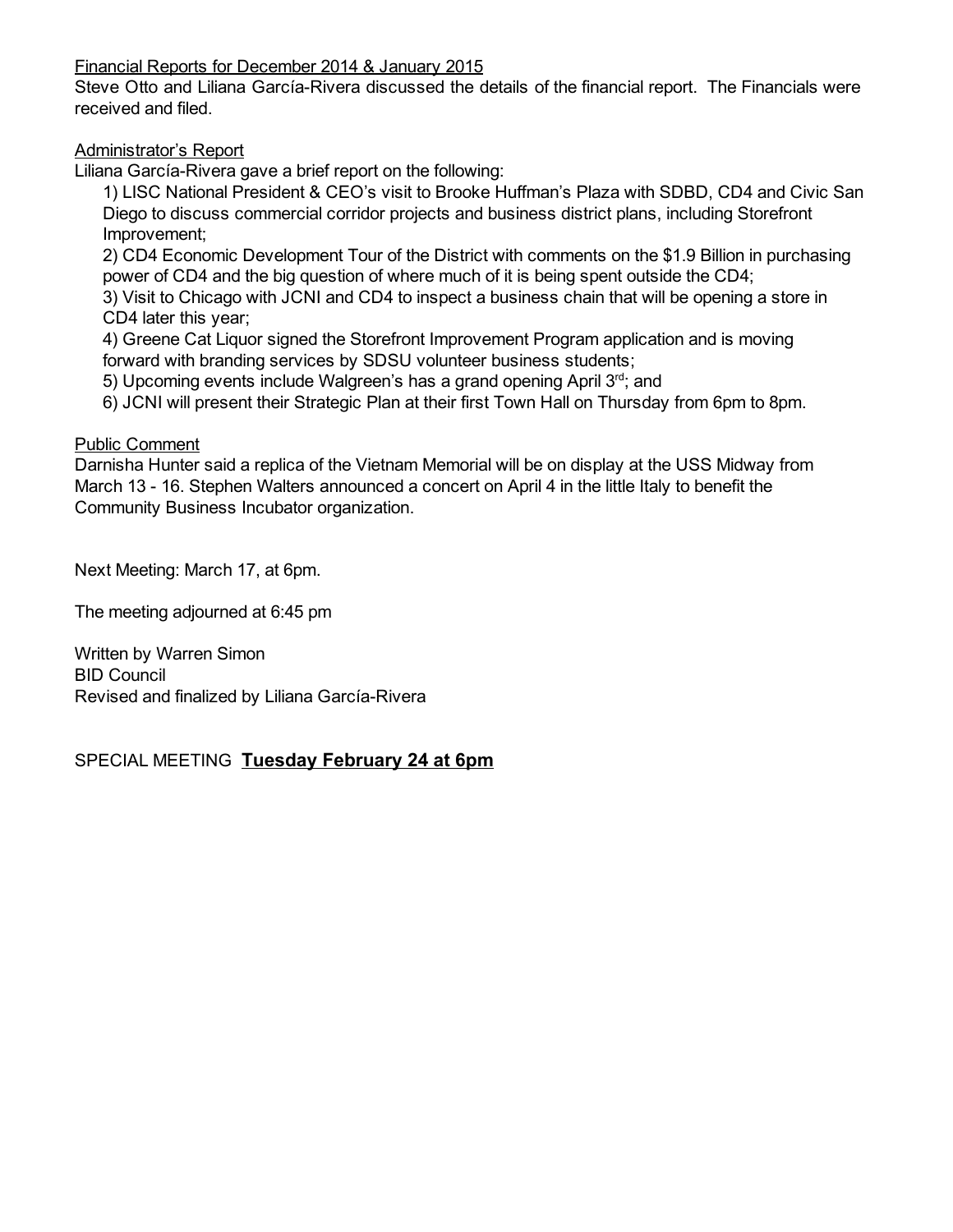Financial Reports for December 2014 & January 2015

Steve Otto and Liliana García-Rivera discussed the details of the financial report. The Financials were received and filed.

Administrator's Report

Liliana García-Rivera gave a brief report on the following:

1) LISC National President & CEO's visit to Brooke Huffman's Plaza with SDBD, CD4 and Civic San Diego to discuss commercial corridor projects and business district plans, including Storefront Improvement;

2) CD4 Economic Development Tour of the District with comments on the $1.9 Billion in purchasing power of CD4 and the big question of where much of it is being spent outside the CD4;

3) Visit to Chicago with JCNI and CD4 to inspect a business chain that will be opening a store in CD4 later this year;

4) Greene Cat Liquor signed the Storefront Improvement Program application and is moving forward with branding services by SDSU volunteer business students;

5) Upcoming events include Walgreen's has a grand opening April 3rd; and

6) JCNI will present their Strategic Plan at their first Town Hall on Thursday from 6pm to 8pm.

Public Comment

Darnisha Hunter said a replica of the Vietnam Memorial will be on display at the USS Midway from March 13 - 16. Stephen Walters announced a concert on April 4 in the little Italy to benefit the Community Business Incubator organization.

Next Meeting: March 17, at 6pm.

The meeting adjourned at 6:45 pm

Written by Warren Simon
BID Council
Revised and finalized by Liliana García-Rivera

SPECIAL MEETING **Tuesday February 24 at 6pm**